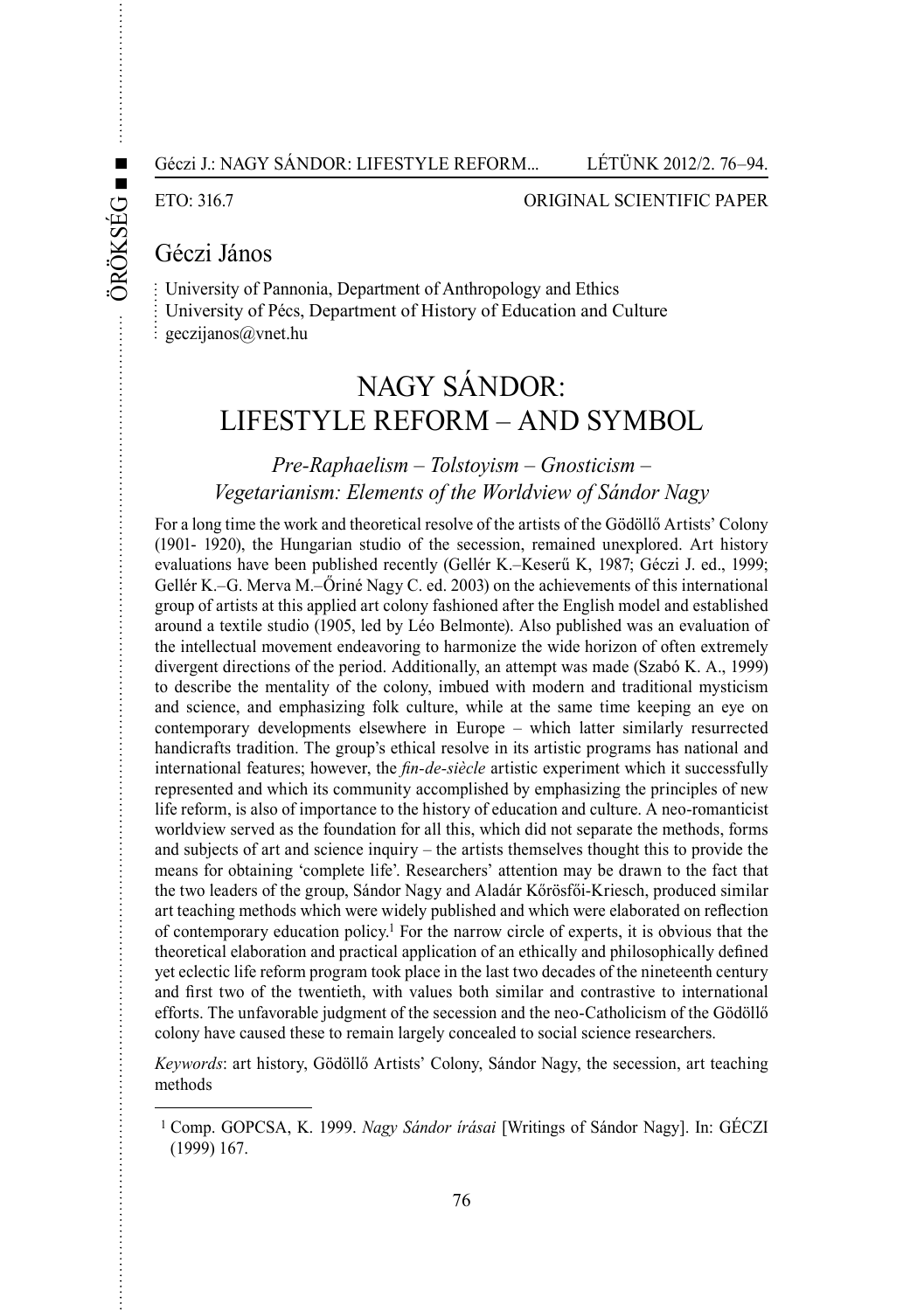ETO: 316.7 ORIGINAL SCIENTIFIC PAPER

Géczi János

University of Pannonia, Department of Anthropology and Ethics
University of Pécs, Department of History of Education and Culture
geczijanos@vnet.hu

# NAGY SÁNDOR: LIFESTYLE REFORM – AND SYMBOL

## *Pre-Raphaelism – Tolstoyism – Gnosticism – Vegetarianism: Elements of the Worldview of Sándor Nagy*

For a long time the work and theoretical resolve of the artists of the Gödöllő Artists' Colony (1901- 1920), the Hungarian studio of the secession, remained unexplored. Art history evaluations have been published recently (Gellér K.–Keserű K, 1987; Géczi J. ed., 1999; Gellér K.–G. Merva M.–Őriné Nagy C. ed. 2003) on the achievements of this international group of artists at this applied art colony fashioned after the English model and established around a textile studio (1905, led by Léo Belmonte). Also published was an evaluation of the intellectual movement endeavoring to harmonize the wide horizon of often extremely divergent directions of the period. Additionally, an attempt was made (Szabó K. A., 1999) to describe the mentality of the colony, imbued with modern and traditional mysticism and science, and emphasizing folk culture, while at the same time keeping an eye on contemporary developments elsewhere in Europe – which latter similarly resurrected handicrafts tradition. The group's ethical resolve in its artistic programs has national and international features; however, the *fin-de-siècle* artistic experiment which it successfully represented and which its community accomplished by emphasizing the principles of new life reform, is also of importance to the history of education and culture. A neo-romanticist worldview served as the foundation for all this, which did not separate the methods, forms and subjects of art and science inquiry – the artists themselves thought this to provide the means for obtaining 'complete life'. Researchers' attention may be drawn to the fact that the two leaders of the group, Sándor Nagy and Aladár Kőrösfői-Kriesch, produced similar art teaching methods which were widely published and which were elaborated on reflection of contemporary education policy.[1] For the narrow circle of experts, it is obvious that the theoretical elaboration and practical application of an ethically and philosophically defined yet eclectic life reform program took place in the last two decades of the nineteenth century and first two of the twentieth, with values both similar and contrastive to international efforts. The unfavorable judgment of the secession and the neo-Catholicism of the Gödöllő colony have caused these to remain largely concealed to social science researchers.

*Keywords*: art history, Gödöllő Artists' Colony, Sándor Nagy, the secession, art teaching methods

[1] Comp. GOPCSA, K. 1999. *Nagy Sándor írásai* [Writings of Sándor Nagy]. In: GÉCZI (1999) 167.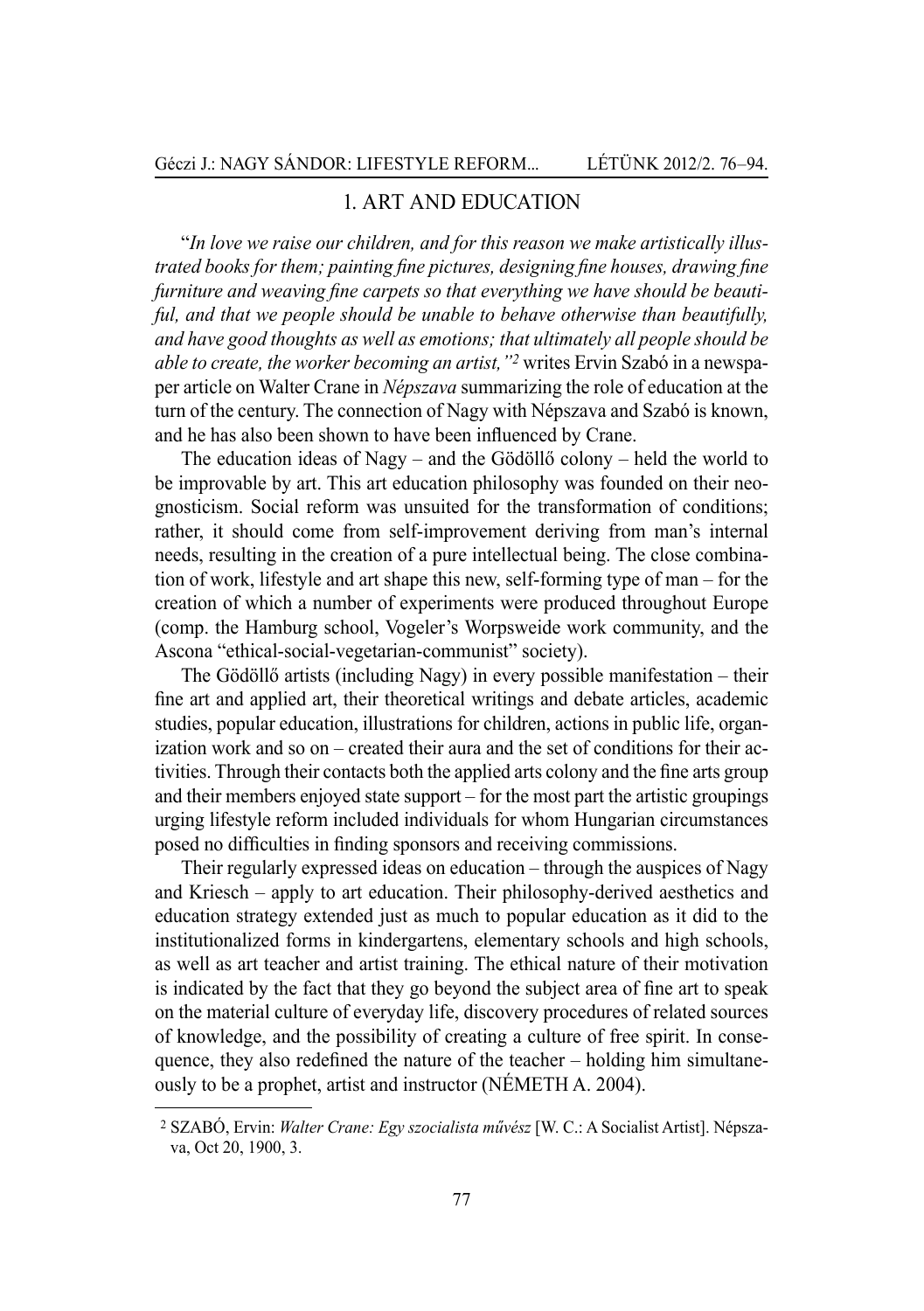## 1. ART AND EDUCATION

"*In love we raise our children, and for this reason we make artistically illustrated books for them; painting fine pictures, designing fine houses, drawing fine furniture and weaving fine carpets so that everything we have should be beautiful, and that we people should be unable to behave otherwise than beautifully, and have good thoughts as well as emotions; that ultimately all people should be able to create, the worker becoming an artist,"*[2] writes Ervin Szabó in a newspaper article on Walter Crane in *Népszava* summarizing the role of education at the turn of the century. The connection of Nagy with Népszava and Szabó is known, and he has also been shown to have been influenced by Crane.

The education ideas of Nagy – and the Gödöllő colony – held the world to be improvable by art. This art education philosophy was founded on their neognosticism. Social reform was unsuited for the transformation of conditions; rather, it should come from self-improvement deriving from man's internal needs, resulting in the creation of a pure intellectual being. The close combination of work, lifestyle and art shape this new, self-forming type of man – for the creation of which a number of experiments were produced throughout Europe (comp. the Hamburg school, Vogeler's Worpsweide work community, and the Ascona "ethical-social-vegetarian-communist" society).

The Gödöllő artists (including Nagy) in every possible manifestation – their fine art and applied art, their theoretical writings and debate articles, academic studies, popular education, illustrations for children, actions in public life, organization work and so on – created their aura and the set of conditions for their activities. Through their contacts both the applied arts colony and the fine arts group and their members enjoyed state support – for the most part the artistic groupings urging lifestyle reform included individuals for whom Hungarian circumstances posed no difficulties in finding sponsors and receiving commissions.

Their regularly expressed ideas on education – through the auspices of Nagy and Kriesch – apply to art education. Their philosophy-derived aesthetics and education strategy extended just as much to popular education as it did to the institutionalized forms in kindergartens, elementary schools and high schools, as well as art teacher and artist training. The ethical nature of their motivation is indicated by the fact that they go beyond the subject area of fine art to speak on the material culture of everyday life, discovery procedures of related sources of knowledge, and the possibility of creating a culture of free spirit. In consequence, they also redefined the nature of the teacher – holding him simultaneously to be a prophet, artist and instructor (NÉMETH A. 2004).

[2] SZABÓ, Ervin: *Walter Crane: Egy szocialista művész* [W. C.: A Socialist Artist]. Népszava, Oct 20, 1900, 3.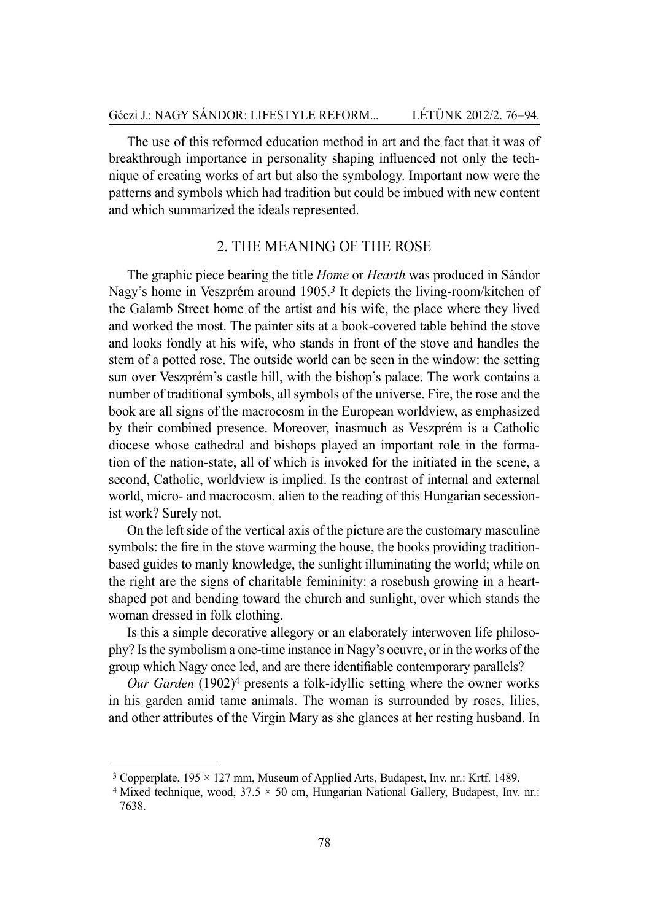The use of this reformed education method in art and the fact that it was of breakthrough importance in personality shaping influenced not only the technique of creating works of art but also the symbology. Important now were the patterns and symbols which had tradition but could be imbued with new content and which summarized the ideals represented.

## 2. THE MEANING OF THE ROSE

The graphic piece bearing the title *Home* or *Hearth* was produced in Sándor Nagy's home in Veszprém around 1905.[3] It depicts the living-room/kitchen of the Galamb Street home of the artist and his wife, the place where they lived and worked the most. The painter sits at a book-covered table behind the stove and looks fondly at his wife, who stands in front of the stove and handles the stem of a potted rose. The outside world can be seen in the window: the setting sun over Veszprém's castle hill, with the bishop's palace. The work contains a number of traditional symbols, all symbols of the universe. Fire, the rose and the book are all signs of the macrocosm in the European worldview, as emphasized by their combined presence. Moreover, inasmuch as Veszprém is a Catholic diocese whose cathedral and bishops played an important role in the formation of the nation-state, all of which is invoked for the initiated in the scene, a second, Catholic, worldview is implied. Is the contrast of internal and external world, micro- and macrocosm, alien to the reading of this Hungarian secessionist work? Surely not.

On the left side of the vertical axis of the picture are the customary masculine symbols: the fire in the stove warming the house, the books providing tradition-based guides to manly knowledge, the sunlight illuminating the world; while on the right are the signs of charitable femininity: a rosebush growing in a heart-shaped pot and bending toward the church and sunlight, over which stands the woman dressed in folk clothing.

Is this a simple decorative allegory or an elaborately interwoven life philosophy? Is the symbolism a one-time instance in Nagy's oeuvre, or in the works of the group which Nagy once led, and are there identifiable contemporary parallels?

*Our Garden* (1902)[4] presents a folk-idyllic setting where the owner works in his garden amid tame animals. The woman is surrounded by roses, lilies, and other attributes of the Virgin Mary as she glances at her resting husband. In

---

[3] Copperplate, 195 × 127 mm, Museum of Applied Arts, Budapest, Inv. nr.: Krtf. 1489.

[4] Mixed technique, wood, 37.5 × 50 cm, Hungarian National Gallery, Budapest, Inv. nr.: 7638.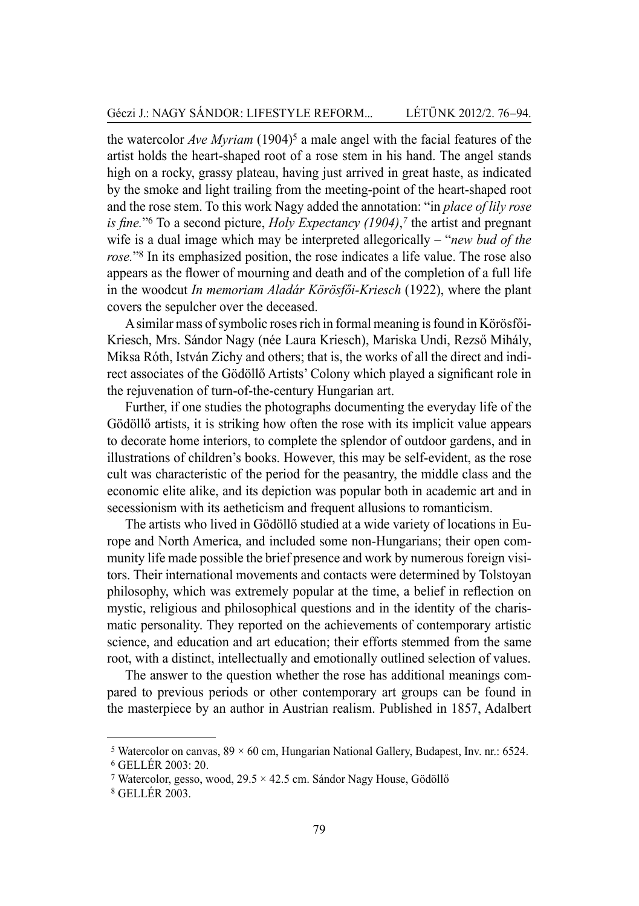the watercolor *Ave Myriam* (1904)[5] a male angel with the facial features of the artist holds the heart-shaped root of a rose stem in his hand. The angel stands high on a rocky, grassy plateau, having just arrived in great haste, as indicated by the smoke and light trailing from the meeting-point of the heart-shaped root and the rose stem. To this work Nagy added the annotation: "in *place of lily rose is fine.*"[6] To a second picture, *Holy Expectancy (1904)*,[7] the artist and pregnant wife is a dual image which may be interpreted allegorically – "*new bud of the rose.*"[8] In its emphasized position, the rose indicates a life value. The rose also appears as the flower of mourning and death and of the completion of a full life in the woodcut *In memoriam Aladár Körösfői-Kriesch* (1922), where the plant covers the sepulcher over the deceased.

A similar mass of symbolic roses rich in formal meaning is found in Körösfői-Kriesch, Mrs. Sándor Nagy (née Laura Kriesch), Mariska Undi, Rezső Mihály, Miksa Róth, István Zichy and others; that is, the works of all the direct and indirect associates of the Gödöllő Artists' Colony which played a significant role in the rejuvenation of turn-of-the-century Hungarian art.

Further, if one studies the photographs documenting the everyday life of the Gödöllő artists, it is striking how often the rose with its implicit value appears to decorate home interiors, to complete the splendor of outdoor gardens, and in illustrations of children's books. However, this may be self-evident, as the rose cult was characteristic of the period for the peasantry, the middle class and the economic elite alike, and its depiction was popular both in academic art and in secessionism with its aetheticism and frequent allusions to romanticism.

The artists who lived in Gödöllő studied at a wide variety of locations in Europe and North America, and included some non-Hungarians; their open community life made possible the brief presence and work by numerous foreign visitors. Their international movements and contacts were determined by Tolstoyan philosophy, which was extremely popular at the time, a belief in reflection on mystic, religious and philosophical questions and in the identity of the charismatic personality. They reported on the achievements of contemporary artistic science, and education and art education; their efforts stemmed from the same root, with a distinct, intellectually and emotionally outlined selection of values.

The answer to the question whether the rose has additional meanings compared to previous periods or other contemporary art groups can be found in the masterpiece by an author in Austrian realism. Published in 1857, Adalbert

---

[5] Watercolor on canvas, 89 × 60 cm, Hungarian National Gallery, Budapest, Inv. nr.: 6524.

[6] GELLÉR 2003: 20.

[7] Watercolor, gesso, wood, 29.5 × 42.5 cm. Sándor Nagy House, Gödöllő

[8] GELLÉR 2003.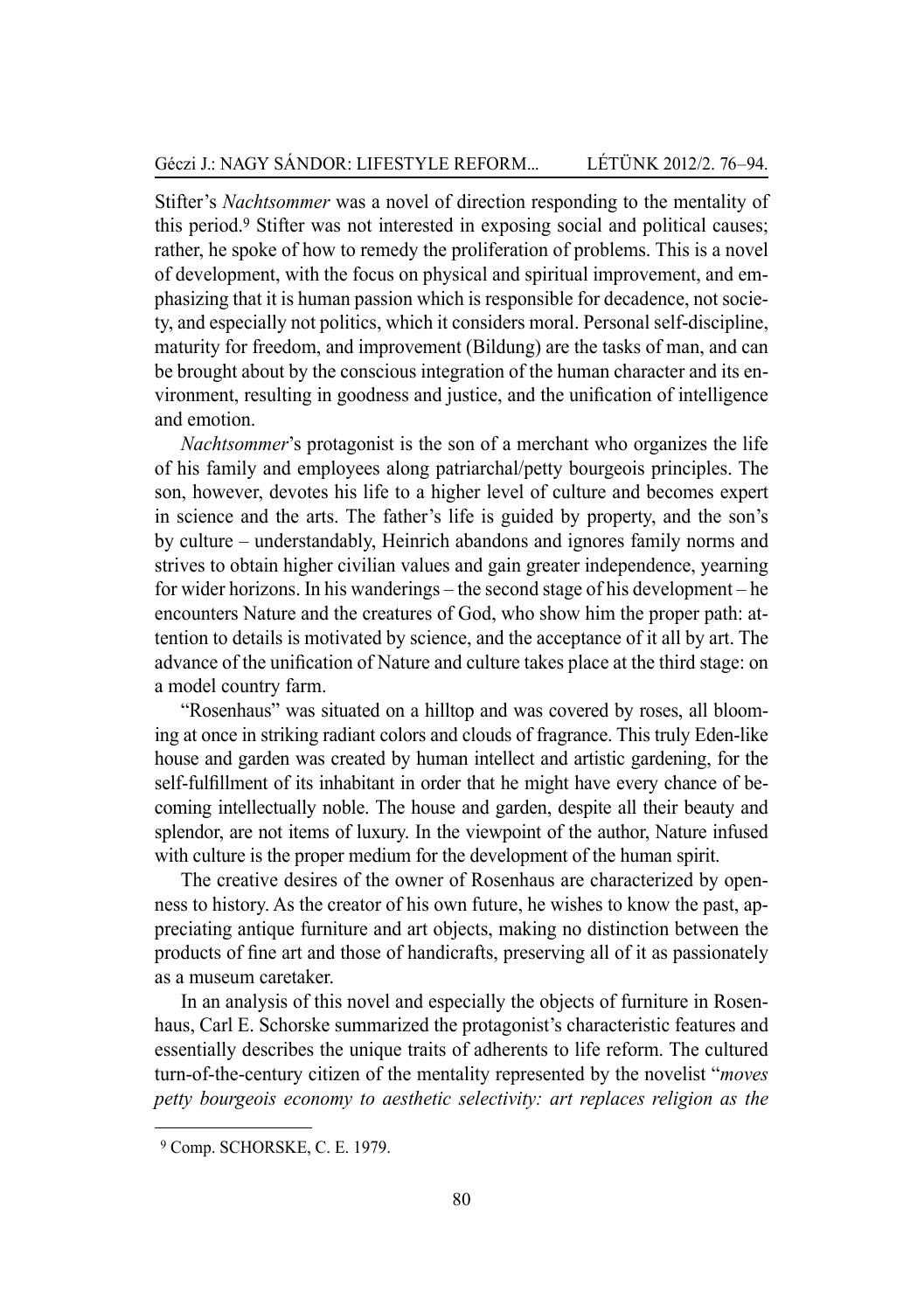Stifter's *Nachtsommer* was a novel of direction responding to the mentality of this period.[9] Stifter was not interested in exposing social and political causes; rather, he spoke of how to remedy the proliferation of problems. This is a novel of development, with the focus on physical and spiritual improvement, and emphasizing that it is human passion which is responsible for decadence, not society, and especially not politics, which it considers moral. Personal self-discipline, maturity for freedom, and improvement (Bildung) are the tasks of man, and can be brought about by the conscious integration of the human character and its environment, resulting in goodness and justice, and the unification of intelligence and emotion.

*Nachtsommer*'s protagonist is the son of a merchant who organizes the life of his family and employees along patriarchal/petty bourgeois principles. The son, however, devotes his life to a higher level of culture and becomes expert in science and the arts. The father's life is guided by property, and the son's by culture – understandably, Heinrich abandons and ignores family norms and strives to obtain higher civilian values and gain greater independence, yearning for wider horizons. In his wanderings – the second stage of his development – he encounters Nature and the creatures of God, who show him the proper path: attention to details is motivated by science, and the acceptance of it all by art. The advance of the unification of Nature and culture takes place at the third stage: on a model country farm.

"Rosenhaus" was situated on a hilltop and was covered by roses, all blooming at once in striking radiant colors and clouds of fragrance. This truly Eden-like house and garden was created by human intellect and artistic gardening, for the self-fulfillment of its inhabitant in order that he might have every chance of becoming intellectually noble. The house and garden, despite all their beauty and splendor, are not items of luxury. In the viewpoint of the author, Nature infused with culture is the proper medium for the development of the human spirit.

The creative desires of the owner of Rosenhaus are characterized by openness to history. As the creator of his own future, he wishes to know the past, appreciating antique furniture and art objects, making no distinction between the products of fine art and those of handicrafts, preserving all of it as passionately as a museum caretaker.

In an analysis of this novel and especially the objects of furniture in Rosenhaus, Carl E. Schorske summarized the protagonist's characteristic features and essentially describes the unique traits of adherents to life reform. The cultured turn-of-the-century citizen of the mentality represented by the novelist "*moves petty bourgeois economy to aesthetic selectivity: art replaces religion as the*

---

[9] Comp. SCHORSKE, C. E. 1979.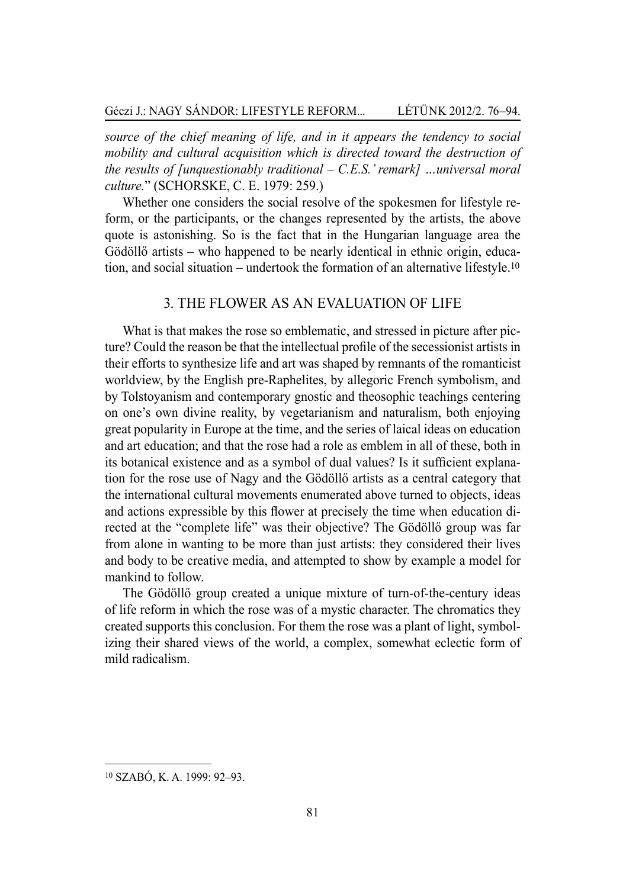*source of the chief meaning of life, and in it appears the tendency to social mobility and cultural acquisition which is directed toward the destruction of the results of [unquestionably traditional – C.E.S.' remark] …universal moral culture.*" (SCHORSKE, C. E. 1979: 259.)

Whether one considers the social resolve of the spokesmen for lifestyle reform, or the participants, or the changes represented by the artists, the above quote is astonishing. So is the fact that in the Hungarian language area the Gödöllő artists – who happened to be nearly identical in ethnic origin, education, and social situation – undertook the formation of an alternative lifestyle.[10]

## 3. THE FLOWER AS AN EVALUATION OF LIFE

What is that makes the rose so emblematic, and stressed in picture after picture? Could the reason be that the intellectual profile of the secessionist artists in their efforts to synthesize life and art was shaped by remnants of the romanticist worldview, by the English pre-Raphelites, by allegoric French symbolism, and by Tolstoyanism and contemporary gnostic and theosophic teachings centering on one's own divine reality, by vegetarianism and naturalism, both enjoying great popularity in Europe at the time, and the series of laical ideas on education and art education; and that the rose had a role as emblem in all of these, both in its botanical existence and as a symbol of dual values? Is it sufficient explanation for the rose use of Nagy and the Gödöllő artists as a central category that the international cultural movements enumerated above turned to objects, ideas and actions expressible by this flower at precisely the time when education directed at the "complete life" was their objective? The Gödöllő group was far from alone in wanting to be more than just artists: they considered their lives and body to be creative media, and attempted to show by example a model for mankind to follow.

The Gödöllő group created a unique mixture of turn-of-the-century ideas of life reform in which the rose was of a mystic character. The chromatics they created supports this conclusion. For them the rose was a plant of light, symbolizing their shared views of the world, a complex, somewhat eclectic form of mild radicalism.

---

[10] SZABÓ, K. A. 1999: 92–93.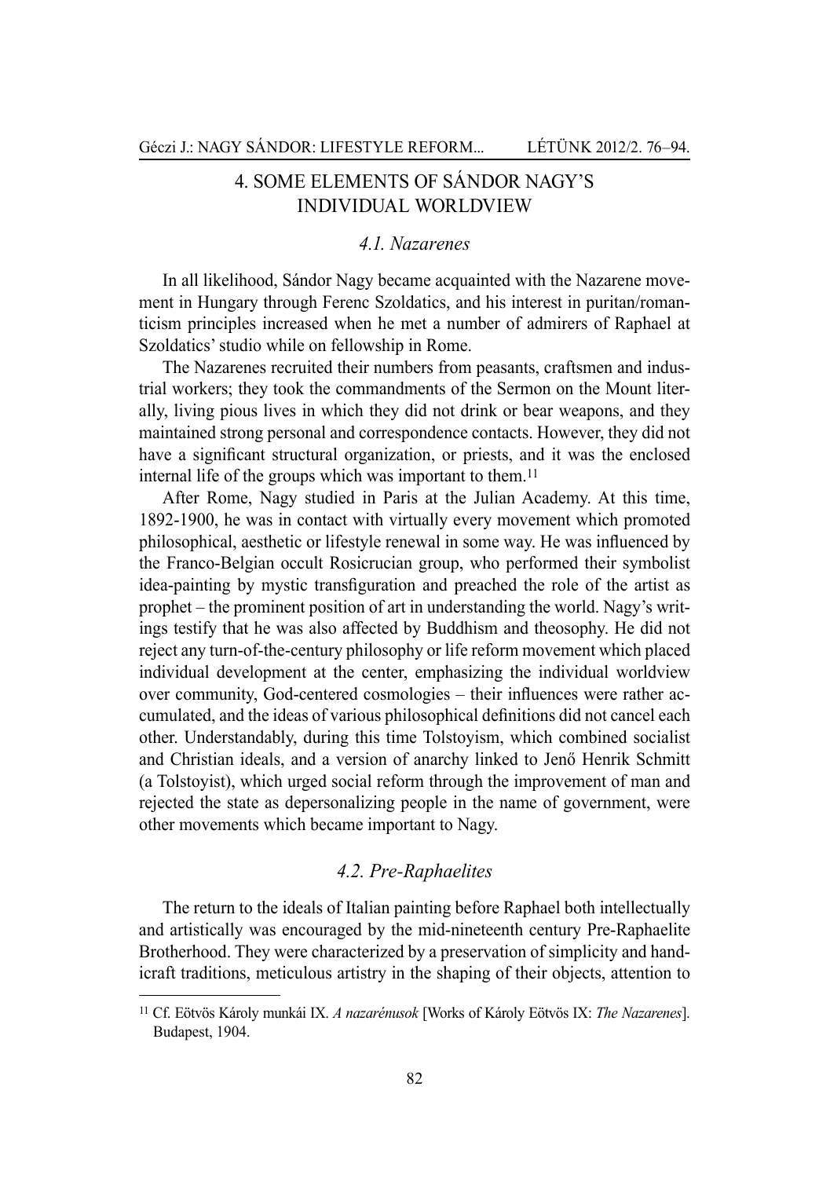## 4. SOME ELEMENTS OF SÁNDOR NAGY'S INDIVIDUAL WORLDVIEW

### *4.1. Nazarenes*

In all likelihood, Sándor Nagy became acquainted with the Nazarene movement in Hungary through Ferenc Szoldatics, and his interest in puritan/romanticism principles increased when he met a number of admirers of Raphael at Szoldatics' studio while on fellowship in Rome.

The Nazarenes recruited their numbers from peasants, craftsmen and industrial workers; they took the commandments of the Sermon on the Mount literally, living pious lives in which they did not drink or bear weapons, and they maintained strong personal and correspondence contacts. However, they did not have a significant structural organization, or priests, and it was the enclosed internal life of the groups which was important to them.[11]

After Rome, Nagy studied in Paris at the Julian Academy. At this time, 1892-1900, he was in contact with virtually every movement which promoted philosophical, aesthetic or lifestyle renewal in some way. He was influenced by the Franco-Belgian occult Rosicrucian group, who performed their symbolist idea-painting by mystic transfiguration and preached the role of the artist as prophet – the prominent position of art in understanding the world. Nagy's writings testify that he was also affected by Buddhism and theosophy. He did not reject any turn-of-the-century philosophy or life reform movement which placed individual development at the center, emphasizing the individual worldview over community, God-centered cosmologies – their influences were rather accumulated, and the ideas of various philosophical definitions did not cancel each other. Understandably, during this time Tolstoyism, which combined socialist and Christian ideals, and a version of anarchy linked to Jenő Henrik Schmitt (a Tolstoyist), which urged social reform through the improvement of man and rejected the state as depersonalizing people in the name of government, were other movements which became important to Nagy.

### *4.2. Pre-Raphaelites*

The return to the ideals of Italian painting before Raphael both intellectually and artistically was encouraged by the mid-nineteenth century Pre-Raphaelite Brotherhood. They were characterized by a preservation of simplicity and handicraft traditions, meticulous artistry in the shaping of their objects, attention to

---

[11] Cf. Eötvös Károly munkái IX. *A nazarénusok* [Works of Károly Eötvös IX: *The Nazarenes*]. Budapest, 1904.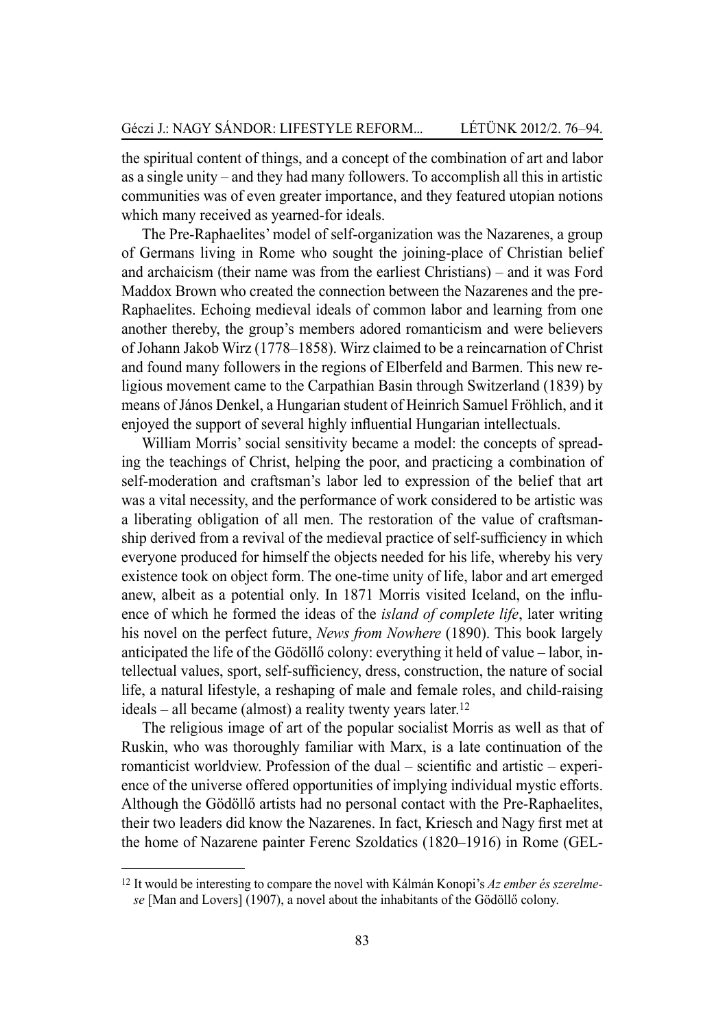the spiritual content of things, and a concept of the combination of art and labor as a single unity – and they had many followers. To accomplish all this in artistic communities was of even greater importance, and they featured utopian notions which many received as yearned-for ideals.

The Pre-Raphaelites' model of self-organization was the Nazarenes, a group of Germans living in Rome who sought the joining-place of Christian belief and archaicism (their name was from the earliest Christians) – and it was Ford Maddox Brown who created the connection between the Nazarenes and the pre-Raphaelites. Echoing medieval ideals of common labor and learning from one another thereby, the group's members adored romanticism and were believers of Johann Jakob Wirz (1778–1858). Wirz claimed to be a reincarnation of Christ and found many followers in the regions of Elberfeld and Barmen. This new religious movement came to the Carpathian Basin through Switzerland (1839) by means of János Denkel, a Hungarian student of Heinrich Samuel Fröhlich, and it enjoyed the support of several highly influential Hungarian intellectuals.

William Morris' social sensitivity became a model: the concepts of spreading the teachings of Christ, helping the poor, and practicing a combination of self-moderation and craftsman's labor led to expression of the belief that art was a vital necessity, and the performance of work considered to be artistic was a liberating obligation of all men. The restoration of the value of craftsmanship derived from a revival of the medieval practice of self-sufficiency in which everyone produced for himself the objects needed for his life, whereby his very existence took on object form. The one-time unity of life, labor and art emerged anew, albeit as a potential only. In 1871 Morris visited Iceland, on the influence of which he formed the ideas of the *island of complete life*, later writing his novel on the perfect future, *News from Nowhere* (1890). This book largely anticipated the life of the Gödöllő colony: everything it held of value – labor, intellectual values, sport, self-sufficiency, dress, construction, the nature of social life, a natural lifestyle, a reshaping of male and female roles, and child-raising ideals – all became (almost) a reality twenty years later.[12]

The religious image of art of the popular socialist Morris as well as that of Ruskin, who was thoroughly familiar with Marx, is a late continuation of the romanticist worldview. Profession of the dual – scientific and artistic – experience of the universe offered opportunities of implying individual mystic efforts. Although the Gödöllő artists had no personal contact with the Pre-Raphaelites, their two leaders did know the Nazarenes. In fact, Kriesch and Nagy first met at the home of Nazarene painter Ferenc Szoldatics (1820–1916) in Rome (GEL-

---

[12] It would be interesting to compare the novel with Kálmán Konopi's *Az ember és szerelmese* [Man and Lovers] (1907), a novel about the inhabitants of the Gödöllő colony.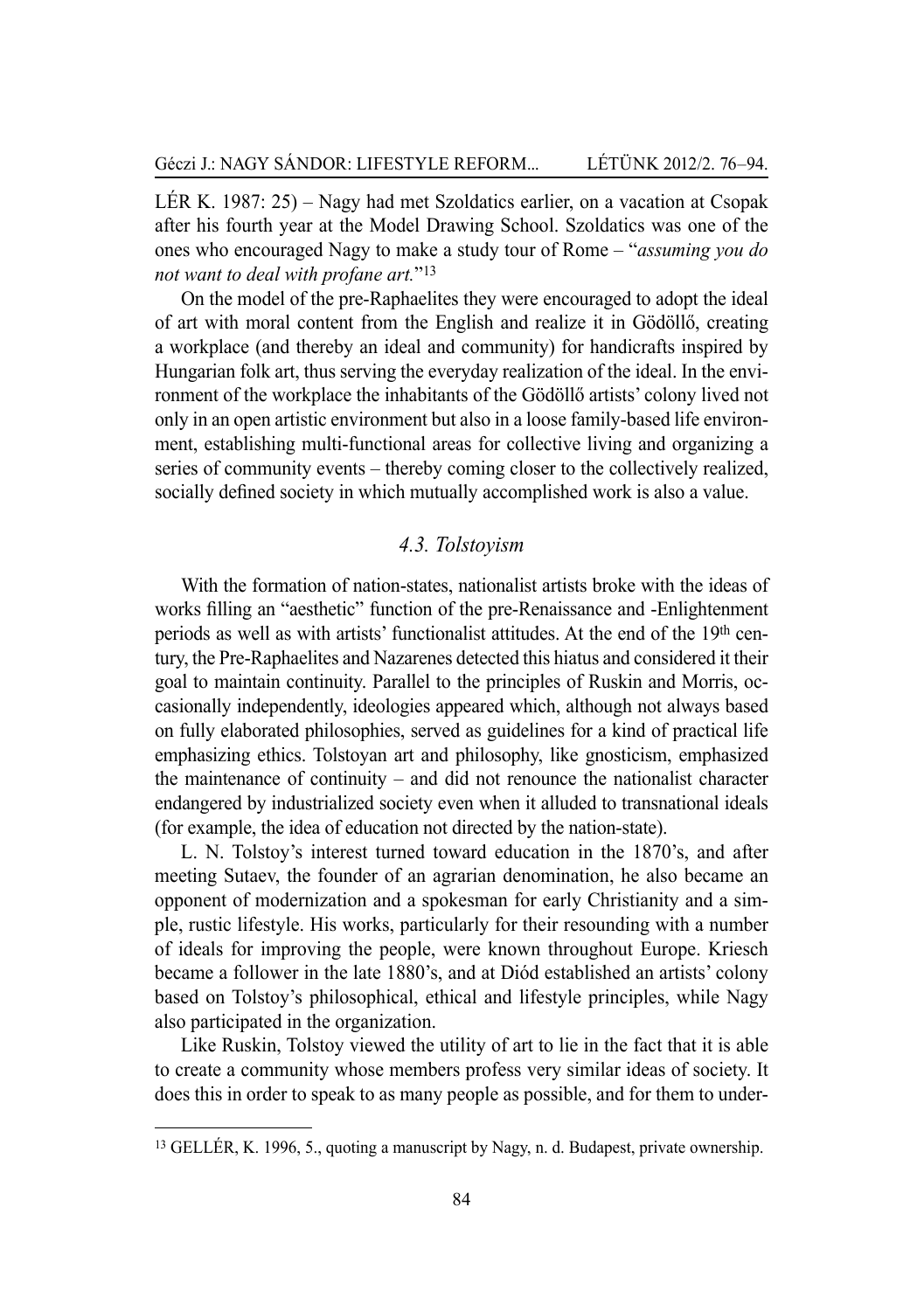LÉR K. 1987: 25) – Nagy had met Szoldatics earlier, on a vacation at Csopak after his fourth year at the Model Drawing School. Szoldatics was one of the ones who encouraged Nagy to make a study tour of Rome – "*assuming you do not want to deal with profane art.*"[13]

On the model of the pre-Raphaelites they were encouraged to adopt the ideal of art with moral content from the English and realize it in Gödöllő, creating a workplace (and thereby an ideal and community) for handicrafts inspired by Hungarian folk art, thus serving the everyday realization of the ideal. In the environment of the workplace the inhabitants of the Gödöllő artists' colony lived not only in an open artistic environment but also in a loose family-based life environment, establishing multi-functional areas for collective living and organizing a series of community events – thereby coming closer to the collectively realized, socially defined society in which mutually accomplished work is also a value.

### *4.3. Tolstoyism*

With the formation of nation-states, nationalist artists broke with the ideas of works filling an "aesthetic" function of the pre-Renaissance and -Enlightenment periods as well as with artists' functionalist attitudes. At the end of the 19th century, the Pre-Raphaelites and Nazarenes detected this hiatus and considered it their goal to maintain continuity. Parallel to the principles of Ruskin and Morris, occasionally independently, ideologies appeared which, although not always based on fully elaborated philosophies, served as guidelines for a kind of practical life emphasizing ethics. Tolstoyan art and philosophy, like gnosticism, emphasized the maintenance of continuity – and did not renounce the nationalist character endangered by industrialized society even when it alluded to transnational ideals (for example, the idea of education not directed by the nation-state).

L. N. Tolstoy's interest turned toward education in the 1870's, and after meeting Sutaev, the founder of an agrarian denomination, he also became an opponent of modernization and a spokesman for early Christianity and a simple, rustic lifestyle. His works, particularly for their resounding with a number of ideals for improving the people, were known throughout Europe. Kriesch became a follower in the late 1880's, and at Diód established an artists' colony based on Tolstoy's philosophical, ethical and lifestyle principles, while Nagy also participated in the organization.

Like Ruskin, Tolstoy viewed the utility of art to lie in the fact that it is able to create a community whose members profess very similar ideas of society. It does this in order to speak to as many people as possible, and for them to under-

---

[13] GELLÉR, K. 1996, 5., quoting a manuscript by Nagy, n. d. Budapest, private ownership.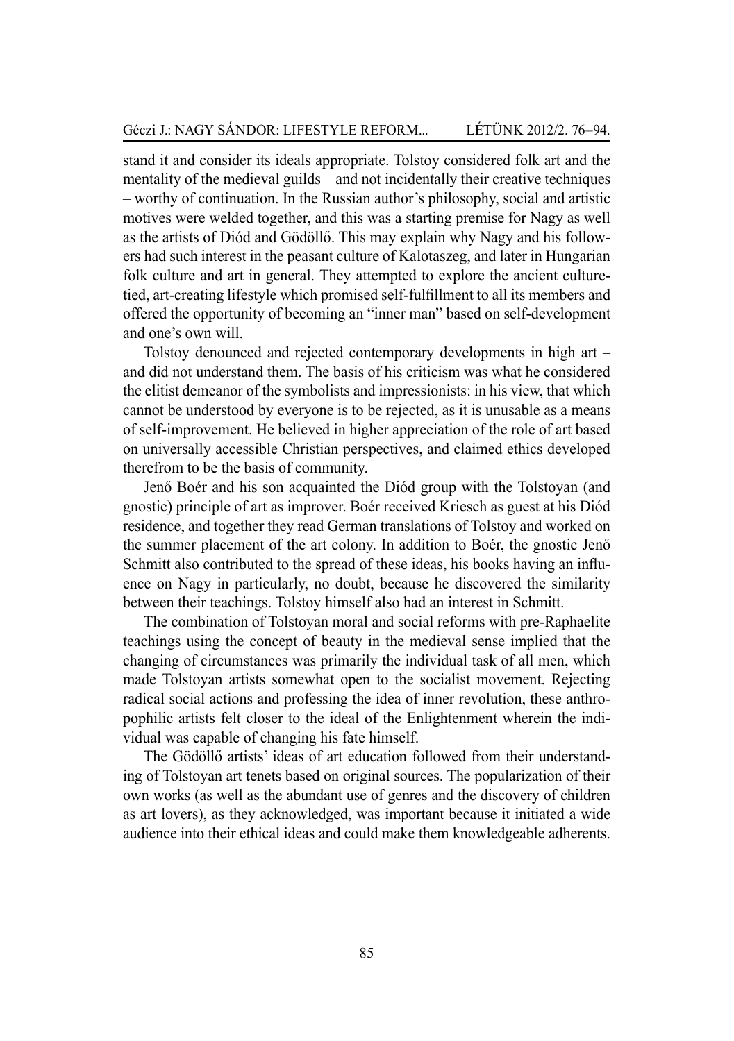stand it and consider its ideals appropriate. Tolstoy considered folk art and the mentality of the medieval guilds – and not incidentally their creative techniques – worthy of continuation. In the Russian author's philosophy, social and artistic motives were welded together, and this was a starting premise for Nagy as well as the artists of Diód and Gödöllő. This may explain why Nagy and his followers had such interest in the peasant culture of Kalotaszeg, and later in Hungarian folk culture and art in general. They attempted to explore the ancient culture-tied, art-creating lifestyle which promised self-fulfillment to all its members and offered the opportunity of becoming an "inner man" based on self-development and one's own will.

Tolstoy denounced and rejected contemporary developments in high art – and did not understand them. The basis of his criticism was what he considered the elitist demeanor of the symbolists and impressionists: in his view, that which cannot be understood by everyone is to be rejected, as it is unusable as a means of self-improvement. He believed in higher appreciation of the role of art based on universally accessible Christian perspectives, and claimed ethics developed therefrom to be the basis of community.

Jenő Boér and his son acquainted the Diód group with the Tolstoyan (and gnostic) principle of art as improver. Boér received Kriesch as guest at his Diód residence, and together they read German translations of Tolstoy and worked on the summer placement of the art colony. In addition to Boér, the gnostic Jenő Schmitt also contributed to the spread of these ideas, his books having an influence on Nagy in particularly, no doubt, because he discovered the similarity between their teachings. Tolstoy himself also had an interest in Schmitt.

The combination of Tolstoyan moral and social reforms with pre-Raphaelite teachings using the concept of beauty in the medieval sense implied that the changing of circumstances was primarily the individual task of all men, which made Tolstoyan artists somewhat open to the socialist movement. Rejecting radical social actions and professing the idea of inner revolution, these anthropophilic artists felt closer to the ideal of the Enlightenment wherein the individual was capable of changing his fate himself.

The Gödöllő artists' ideas of art education followed from their understanding of Tolstoyan art tenets based on original sources. The popularization of their own works (as well as the abundant use of genres and the discovery of children as art lovers), as they acknowledged, was important because it initiated a wide audience into their ethical ideas and could make them knowledgeable adherents.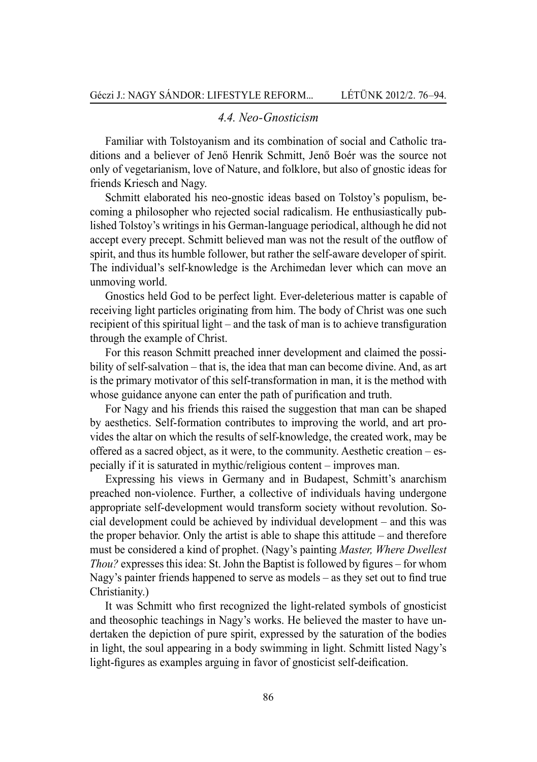### *4.4. Neo-Gnosticism*

Familiar with Tolstoyanism and its combination of social and Catholic traditions and a believer of Jenő Henrik Schmitt, Jenő Boér was the source not only of vegetarianism, love of Nature, and folklore, but also of gnostic ideas for friends Kriesch and Nagy.

Schmitt elaborated his neo-gnostic ideas based on Tolstoy's populism, becoming a philosopher who rejected social radicalism. He enthusiastically published Tolstoy's writings in his German-language periodical, although he did not accept every precept. Schmitt believed man was not the result of the outflow of spirit, and thus its humble follower, but rather the self-aware developer of spirit. The individual's self-knowledge is the Archimedan lever which can move an unmoving world.

Gnostics held God to be perfect light. Ever-deleterious matter is capable of receiving light particles originating from him. The body of Christ was one such recipient of this spiritual light – and the task of man is to achieve transfiguration through the example of Christ.

For this reason Schmitt preached inner development and claimed the possibility of self-salvation – that is, the idea that man can become divine. And, as art is the primary motivator of this self-transformation in man, it is the method with whose guidance anyone can enter the path of purification and truth.

For Nagy and his friends this raised the suggestion that man can be shaped by aesthetics. Self-formation contributes to improving the world, and art provides the altar on which the results of self-knowledge, the created work, may be offered as a sacred object, as it were, to the community. Aesthetic creation – especially if it is saturated in mythic/religious content – improves man.

Expressing his views in Germany and in Budapest, Schmitt's anarchism preached non-violence. Further, a collective of individuals having undergone appropriate self-development would transform society without revolution. Social development could be achieved by individual development – and this was the proper behavior. Only the artist is able to shape this attitude – and therefore must be considered a kind of prophet. (Nagy's painting *Master, Where Dwellest Thou?* expresses this idea: St. John the Baptist is followed by figures – for whom Nagy's painter friends happened to serve as models – as they set out to find true Christianity.)

It was Schmitt who first recognized the light-related symbols of gnosticist and theosophic teachings in Nagy's works. He believed the master to have undertaken the depiction of pure spirit, expressed by the saturation of the bodies in light, the soul appearing in a body swimming in light. Schmitt listed Nagy's light-figures as examples arguing in favor of gnosticist self-deification.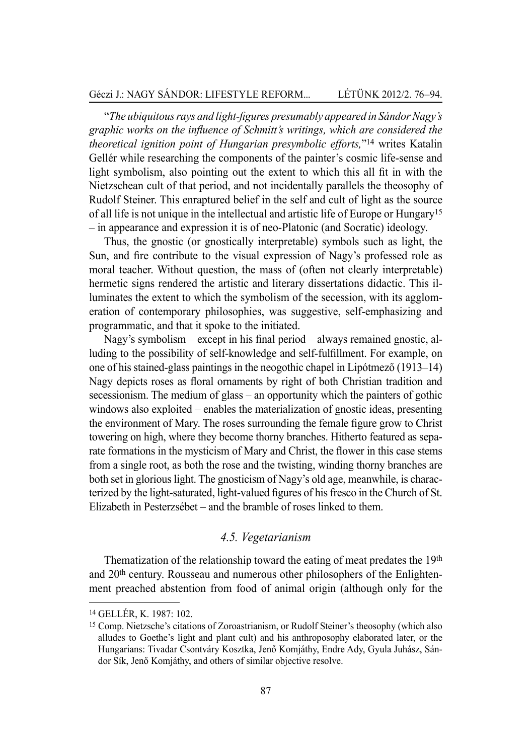"*The ubiquitous rays and light-figures presumably appeared in Sándor Nagy's graphic works on the influence of Schmitt's writings, which are considered the theoretical ignition point of Hungarian presymbolic efforts,*"[14] writes Katalin Gellér while researching the components of the painter's cosmic life-sense and light symbolism, also pointing out the extent to which this all fit in with the Nietzschean cult of that period, and not incidentally parallels the theosophy of Rudolf Steiner. This enraptured belief in the self and cult of light as the source of all life is not unique in the intellectual and artistic life of Europe or Hungary[15] – in appearance and expression it is of neo-Platonic (and Socratic) ideology.

Thus, the gnostic (or gnostically interpretable) symbols such as light, the Sun, and fire contribute to the visual expression of Nagy's professed role as moral teacher. Without question, the mass of (often not clearly interpretable) hermetic signs rendered the artistic and literary dissertations didactic. This illuminates the extent to which the symbolism of the secession, with its agglomeration of contemporary philosophies, was suggestive, self-emphasizing and programmatic, and that it spoke to the initiated.

Nagy's symbolism – except in his final period – always remained gnostic, alluding to the possibility of self-knowledge and self-fulfillment. For example, on one of his stained-glass paintings in the neogothic chapel in Lipótmező (1913–14) Nagy depicts roses as floral ornaments by right of both Christian tradition and secessionism. The medium of glass – an opportunity which the painters of gothic windows also exploited – enables the materialization of gnostic ideas, presenting the environment of Mary. The roses surrounding the female figure grow to Christ towering on high, where they become thorny branches. Hitherto featured as separate formations in the mysticism of Mary and Christ, the flower in this case stems from a single root, as both the rose and the twisting, winding thorny branches are both set in glorious light. The gnosticism of Nagy's old age, meanwhile, is characterized by the light-saturated, light-valued figures of his fresco in the Church of St. Elizabeth in Pesterzsébet – and the bramble of roses linked to them.

### *4.5. Vegetarianism*

Thematization of the relationship toward the eating of meat predates the 19th and 20th century. Rousseau and numerous other philosophers of the Enlightenment preached abstention from food of animal origin (although only for the

---

[14] GELLÉR, K. 1987: 102.

[15] Comp. Nietzsche's citations of Zoroastrianism, or Rudolf Steiner's theosophy (which also alludes to Goethe's light and plant cult) and his anthroposophy elaborated later, or the Hungarians: Tivadar Csontváry Kosztka, Jenő Komjáthy, Endre Ady, Gyula Juhász, Sándor Sík, Jenő Komjáthy, and others of similar objective resolve.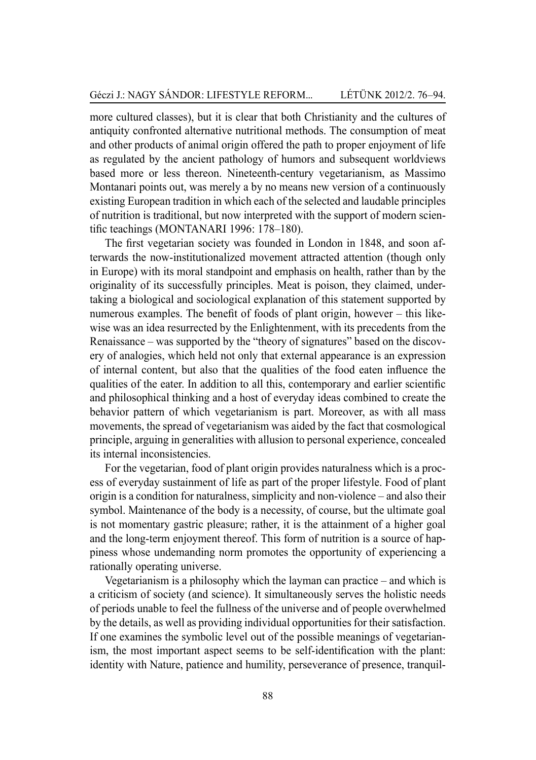more cultured classes), but it is clear that both Christianity and the cultures of antiquity confronted alternative nutritional methods. The consumption of meat and other products of animal origin offered the path to proper enjoyment of life as regulated by the ancient pathology of humors and subsequent worldviews based more or less thereon. Nineteenth-century vegetarianism, as Massimo Montanari points out, was merely a by no means new version of a continuously existing European tradition in which each of the selected and laudable principles of nutrition is traditional, but now interpreted with the support of modern scientific teachings (MONTANARI 1996: 178–180).

The first vegetarian society was founded in London in 1848, and soon afterwards the now-institutionalized movement attracted attention (though only in Europe) with its moral standpoint and emphasis on health, rather than by the originality of its successfully principles. Meat is poison, they claimed, undertaking a biological and sociological explanation of this statement supported by numerous examples. The benefit of foods of plant origin, however – this likewise was an idea resurrected by the Enlightenment, with its precedents from the Renaissance – was supported by the "theory of signatures" based on the discovery of analogies, which held not only that external appearance is an expression of internal content, but also that the qualities of the food eaten influence the qualities of the eater. In addition to all this, contemporary and earlier scientific and philosophical thinking and a host of everyday ideas combined to create the behavior pattern of which vegetarianism is part. Moreover, as with all mass movements, the spread of vegetarianism was aided by the fact that cosmological principle, arguing in generalities with allusion to personal experience, concealed its internal inconsistencies.

For the vegetarian, food of plant origin provides naturalness which is a process of everyday sustainment of life as part of the proper lifestyle. Food of plant origin is a condition for naturalness, simplicity and non-violence – and also their symbol. Maintenance of the body is a necessity, of course, but the ultimate goal is not momentary gastric pleasure; rather, it is the attainment of a higher goal and the long-term enjoyment thereof. This form of nutrition is a source of happiness whose undemanding norm promotes the opportunity of experiencing a rationally operating universe.

Vegetarianism is a philosophy which the layman can practice – and which is a criticism of society (and science). It simultaneously serves the holistic needs of periods unable to feel the fullness of the universe and of people overwhelmed by the details, as well as providing individual opportunities for their satisfaction. If one examines the symbolic level out of the possible meanings of vegetarianism, the most important aspect seems to be self-identification with the plant: identity with Nature, patience and humility, perseverance of presence, tranquil-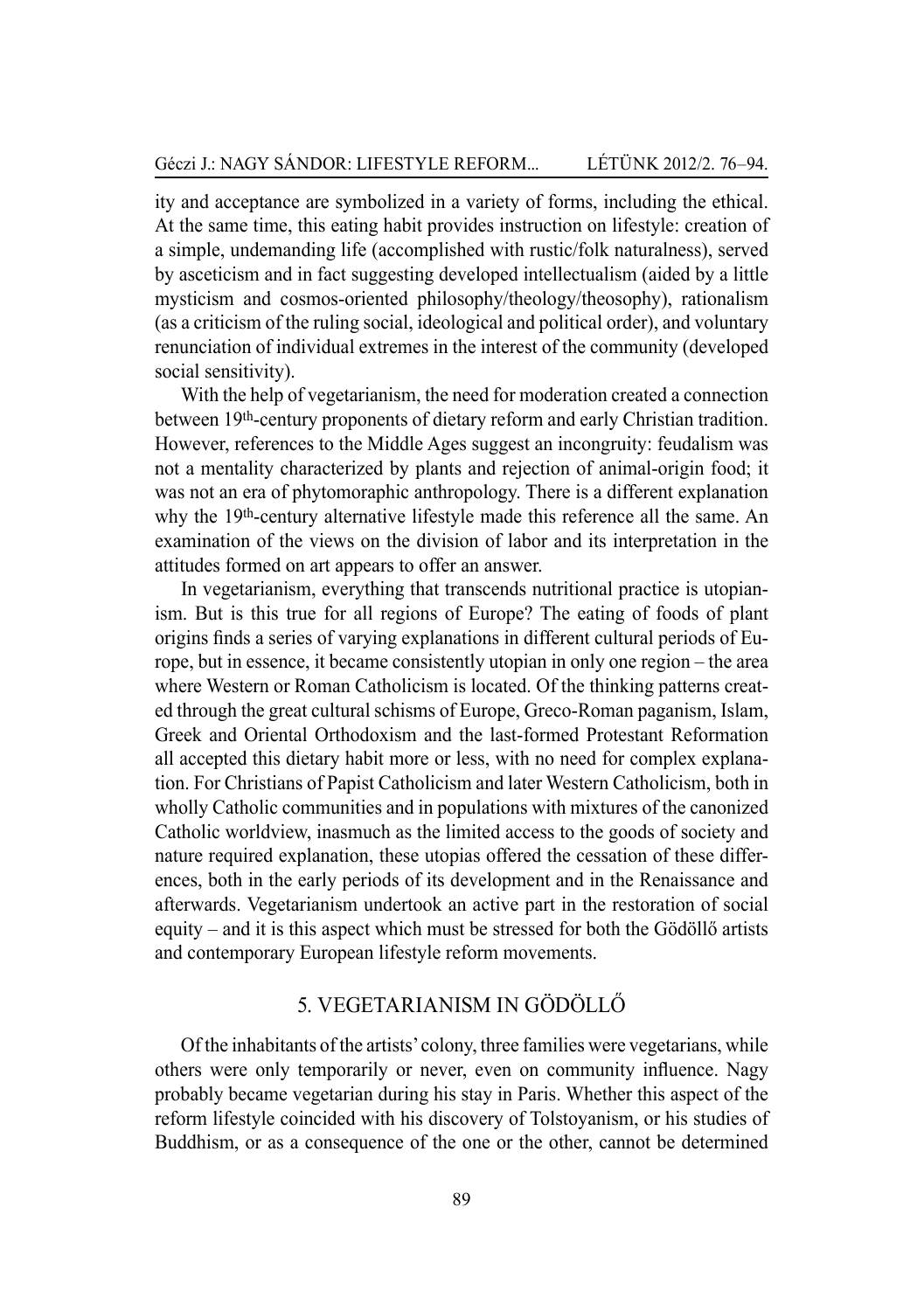ity and acceptance are symbolized in a variety of forms, including the ethical. At the same time, this eating habit provides instruction on lifestyle: creation of a simple, undemanding life (accomplished with rustic/folk naturalness), served by asceticism and in fact suggesting developed intellectualism (aided by a little mysticism and cosmos-oriented philosophy/theology/theosophy), rationalism (as a criticism of the ruling social, ideological and political order), and voluntary renunciation of individual extremes in the interest of the community (developed social sensitivity).

With the help of vegetarianism, the need for moderation created a connection between 19th-century proponents of dietary reform and early Christian tradition. However, references to the Middle Ages suggest an incongruity: feudalism was not a mentality characterized by plants and rejection of animal-origin food; it was not an era of phytomoraphic anthropology. There is a different explanation why the 19th-century alternative lifestyle made this reference all the same. An examination of the views on the division of labor and its interpretation in the attitudes formed on art appears to offer an answer.

In vegetarianism, everything that transcends nutritional practice is utopianism. But is this true for all regions of Europe? The eating of foods of plant origins finds a series of varying explanations in different cultural periods of Europe, but in essence, it became consistently utopian in only one region – the area where Western or Roman Catholicism is located. Of the thinking patterns created through the great cultural schisms of Europe, Greco-Roman paganism, Islam, Greek and Oriental Orthodoxism and the last-formed Protestant Reformation all accepted this dietary habit more or less, with no need for complex explanation. For Christians of Papist Catholicism and later Western Catholicism, both in wholly Catholic communities and in populations with mixtures of the canonized Catholic worldview, inasmuch as the limited access to the goods of society and nature required explanation, these utopias offered the cessation of these differences, both in the early periods of its development and in the Renaissance and afterwards. Vegetarianism undertook an active part in the restoration of social equity – and it is this aspect which must be stressed for both the Gödöllő artists and contemporary European lifestyle reform movements.

## 5. VEGETARIANISM IN GÖDÖLLŐ

Of the inhabitants of the artists' colony, three families were vegetarians, while others were only temporarily or never, even on community influence. Nagy probably became vegetarian during his stay in Paris. Whether this aspect of the reform lifestyle coincided with his discovery of Tolstoyanism, or his studies of Buddhism, or as a consequence of the one or the other, cannot be determined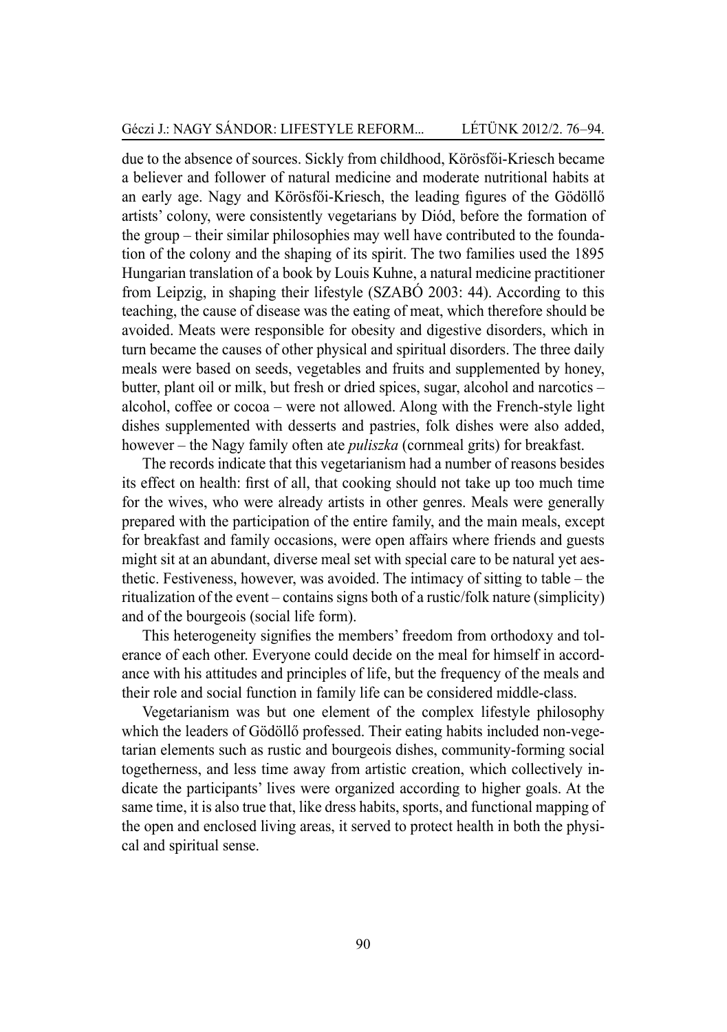due to the absence of sources. Sickly from childhood, Körösfői-Kriesch became a believer and follower of natural medicine and moderate nutritional habits at an early age. Nagy and Körösfői-Kriesch, the leading figures of the Gödöllő artists' colony, were consistently vegetarians by Diód, before the formation of the group – their similar philosophies may well have contributed to the foundation of the colony and the shaping of its spirit. The two families used the 1895 Hungarian translation of a book by Louis Kuhne, a natural medicine practitioner from Leipzig, in shaping their lifestyle (SZABÓ 2003: 44). According to this teaching, the cause of disease was the eating of meat, which therefore should be avoided. Meats were responsible for obesity and digestive disorders, which in turn became the causes of other physical and spiritual disorders. The three daily meals were based on seeds, vegetables and fruits and supplemented by honey, butter, plant oil or milk, but fresh or dried spices, sugar, alcohol and narcotics – alcohol, coffee or cocoa – were not allowed. Along with the French-style light dishes supplemented with desserts and pastries, folk dishes were also added, however – the Nagy family often ate *puliszka* (cornmeal grits) for breakfast.

The records indicate that this vegetarianism had a number of reasons besides its effect on health: first of all, that cooking should not take up too much time for the wives, who were already artists in other genres. Meals were generally prepared with the participation of the entire family, and the main meals, except for breakfast and family occasions, were open affairs where friends and guests might sit at an abundant, diverse meal set with special care to be natural yet aesthetic. Festiveness, however, was avoided. The intimacy of sitting to table – the ritualization of the event – contains signs both of a rustic/folk nature (simplicity) and of the bourgeois (social life form).

This heterogeneity signifies the members' freedom from orthodoxy and tolerance of each other. Everyone could decide on the meal for himself in accordance with his attitudes and principles of life, but the frequency of the meals and their role and social function in family life can be considered middle-class.

Vegetarianism was but one element of the complex lifestyle philosophy which the leaders of Gödöllő professed. Their eating habits included non-vegetarian elements such as rustic and bourgeois dishes, community-forming social togetherness, and less time away from artistic creation, which collectively indicate the participants' lives were organized according to higher goals. At the same time, it is also true that, like dress habits, sports, and functional mapping of the open and enclosed living areas, it served to protect health in both the physical and spiritual sense.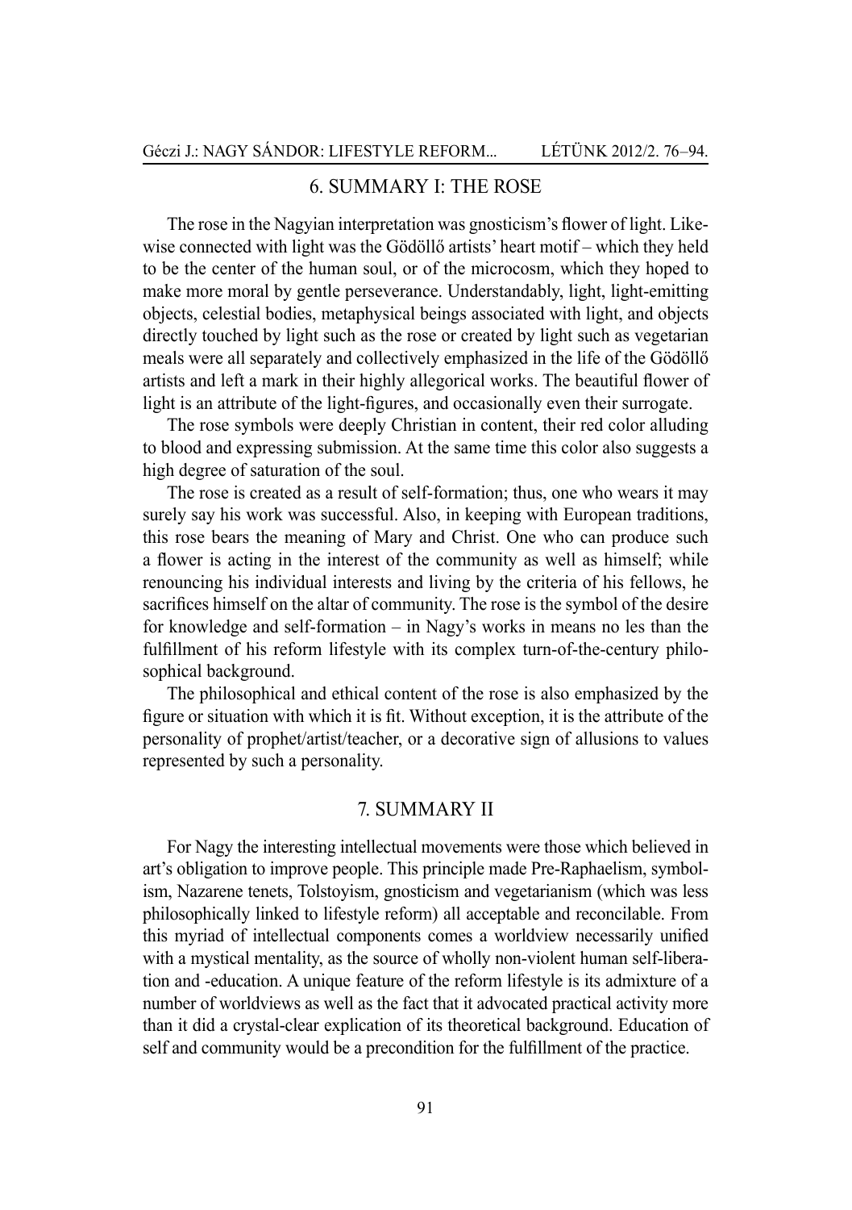## 6. SUMMARY I: THE ROSE

The rose in the Nagyian interpretation was gnosticism's flower of light. Likewise connected with light was the Gödöllő artists' heart motif – which they held to be the center of the human soul, or of the microcosm, which they hoped to make more moral by gentle perseverance. Understandably, light, light-emitting objects, celestial bodies, metaphysical beings associated with light, and objects directly touched by light such as the rose or created by light such as vegetarian meals were all separately and collectively emphasized in the life of the Gödöllő artists and left a mark in their highly allegorical works. The beautiful flower of light is an attribute of the light-figures, and occasionally even their surrogate.

The rose symbols were deeply Christian in content, their red color alluding to blood and expressing submission. At the same time this color also suggests a high degree of saturation of the soul.

The rose is created as a result of self-formation; thus, one who wears it may surely say his work was successful. Also, in keeping with European traditions, this rose bears the meaning of Mary and Christ. One who can produce such a flower is acting in the interest of the community as well as himself; while renouncing his individual interests and living by the criteria of his fellows, he sacrifices himself on the altar of community. The rose is the symbol of the desire for knowledge and self-formation – in Nagy's works in means no les than the fulfillment of his reform lifestyle with its complex turn-of-the-century philosophical background.

The philosophical and ethical content of the rose is also emphasized by the figure or situation with which it is fit. Without exception, it is the attribute of the personality of prophet/artist/teacher, or a decorative sign of allusions to values represented by such a personality.

## 7. SUMMARY II

For Nagy the interesting intellectual movements were those which believed in art's obligation to improve people. This principle made Pre-Raphaelism, symbolism, Nazarene tenets, Tolstoyism, gnosticism and vegetarianism (which was less philosophically linked to lifestyle reform) all acceptable and reconcilable. From this myriad of intellectual components comes a worldview necessarily unified with a mystical mentality, as the source of wholly non-violent human self-liberation and -education. A unique feature of the reform lifestyle is its admixture of a number of worldviews as well as the fact that it advocated practical activity more than it did a crystal-clear explication of its theoretical background. Education of self and community would be a precondition for the fulfillment of the practice.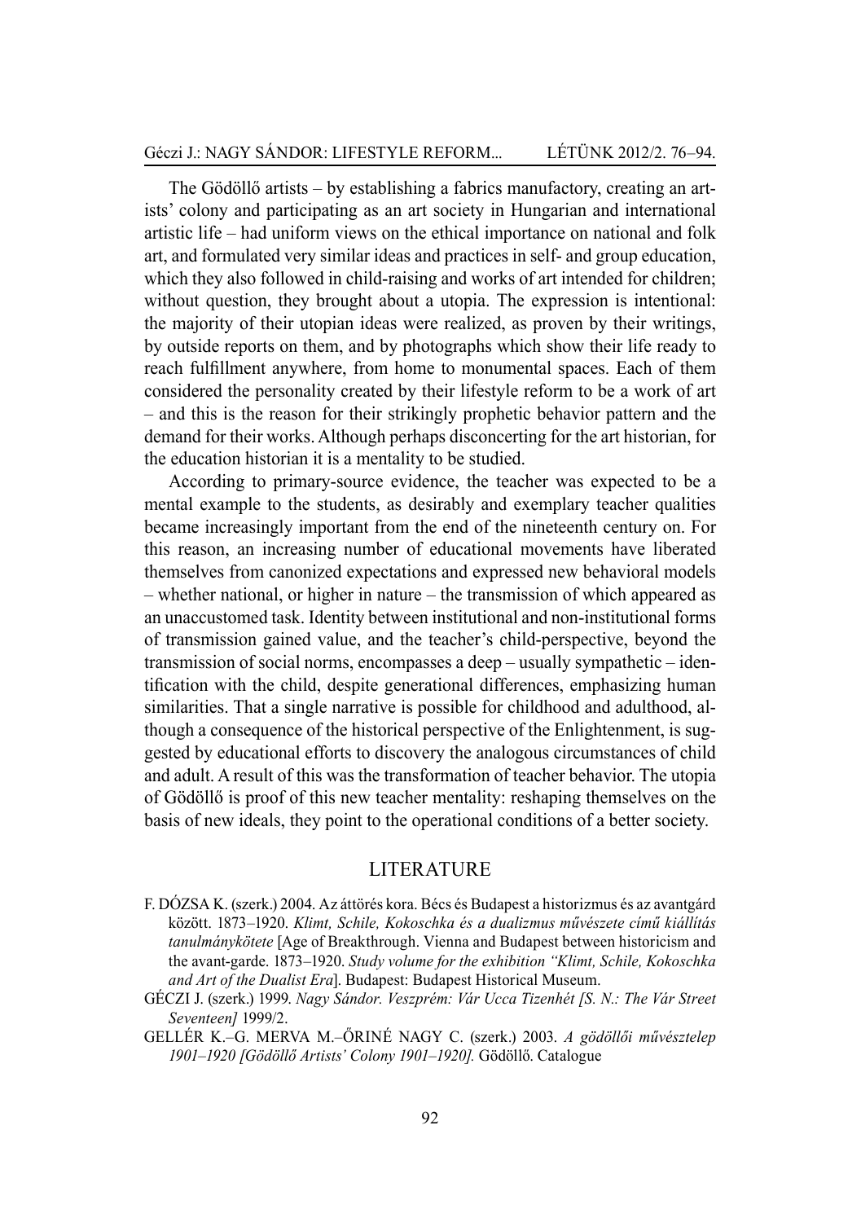The Gödöllő artists – by establishing a fabrics manufactory, creating an artists' colony and participating as an art society in Hungarian and international artistic life – had uniform views on the ethical importance on national and folk art, and formulated very similar ideas and practices in self- and group education, which they also followed in child-raising and works of art intended for children; without question, they brought about a utopia. The expression is intentional: the majority of their utopian ideas were realized, as proven by their writings, by outside reports on them, and by photographs which show their life ready to reach fulfillment anywhere, from home to monumental spaces. Each of them considered the personality created by their lifestyle reform to be a work of art – and this is the reason for their strikingly prophetic behavior pattern and the demand for their works. Although perhaps disconcerting for the art historian, for the education historian it is a mentality to be studied.

According to primary-source evidence, the teacher was expected to be a mental example to the students, as desirably and exemplary teacher qualities became increasingly important from the end of the nineteenth century on. For this reason, an increasing number of educational movements have liberated themselves from canonized expectations and expressed new behavioral models – whether national, or higher in nature – the transmission of which appeared as an unaccustomed task. Identity between institutional and non-institutional forms of transmission gained value, and the teacher's child-perspective, beyond the transmission of social norms, encompasses a deep – usually sympathetic – identification with the child, despite generational differences, emphasizing human similarities. That a single narrative is possible for childhood and adulthood, although a consequence of the historical perspective of the Enlightenment, is suggested by educational efforts to discovery the analogous circumstances of child and adult. A result of this was the transformation of teacher behavior. The utopia of Gödöllő is proof of this new teacher mentality: reshaping themselves on the basis of new ideals, they point to the operational conditions of a better society.

## LITERATURE

F. DÓZSA K. (szerk.) 2004. Az áttörés kora. Bécs és Budapest a historizmus és az avantgárd között. 1873–1920. *Klimt, Schile, Kokoschka és a dualizmus művészete című kiállítás tanulmánykötete* [Age of Breakthrough. Vienna and Budapest between historicism and the avant-garde. 1873–1920. *Study volume for the exhibition "Klimt, Schile, Kokoschka and Art of the Dualist Era*]. Budapest: Budapest Historical Museum.

GÉCZI J. (szerk.) 1999. *Nagy Sándor. Veszprém: Vár Ucca Tizenhét [S. N.: The Vár Street Seventeen]* 1999/2.

GELLÉR K.–G. MERVA M.–ŐRINÉ NAGY C. (szerk.) 2003. *A gödöllői művésztelep 1901–1920 [Gödöllő Artists' Colony 1901–1920].* Gödöllő. Catalogue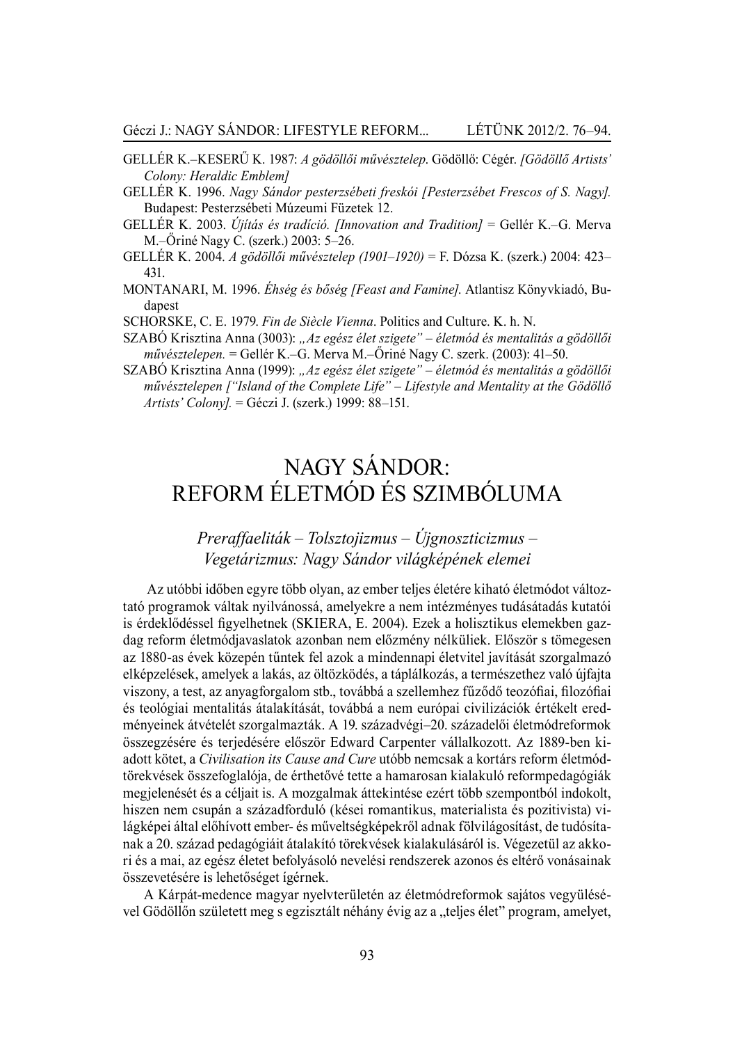GELLÉR K.–KESERŰ K. 1987: *A gödöllői művésztelep*. Gödöllő: Cégér. *[Gödöllő Artists' Colony: Heraldic Emblem]*

GELLÉR K. 1996. *Nagy Sándor pesterzsébeti freskói [Pesterzsébet Frescos of S. Nagy].* Budapest: Pesterzsébeti Múzeumi Füzetek 12.

GELLÉR K. 2003. *Újítás és tradíció. [Innovation and Tradition]* = Gellér K.–G. Merva M.–Őriné Nagy C. (szerk.) 2003: 5–26.

GELLÉR K. 2004. *A gödöllői művésztelep (1901–1920)* = F. Dózsa K. (szerk.) 2004: 423–431.

MONTANARI, M. 1996. *Éhség és bőség [Feast and Famine]*. Atlantisz Könyvkiadó, Budapest

SCHORSKE, C. E. 1979. *Fin de Siècle Vienna*. Politics and Culture. K. h. N.

SZABÓ Krisztina Anna (2003): *„Az egész élet szigete" – életmód és mentalitás a gödöllői művésztelepen.* = Gellér K.–G. Merva M.–Őriné Nagy C. szerk. (2003): 41–50.

SZABÓ Krisztina Anna (1999): *„Az egész élet szigete" – életmód és mentalitás a gödöllői művésztelepen ["Island of the Complete Life" – Lifestyle and Mentality at the Gödöllő Artists' Colony].* = Géczi J. (szerk.) 1999: 88–151.

# NAGY SÁNDOR: REFORM ÉLETMÓD ÉS SZIMBÓLUMA

## *Preraffaeliták – Tolsztojizmus – Újgnoszticizmus – Vegetárizmus: Nagy Sándor világképének elemei*

Az utóbbi időben egyre több olyan, az ember teljes életére kiható életmódot változtató programok váltak nyilvánossá, amelyekre a nem intézményes tudásátadás kutatói is érdeklődéssel figyelhetnek (SKIERA, E. 2004). Ezek a holisztikus elemekben gazdag reform életmódjavaslatok azonban nem előzmény nélküliek. Először s tömegesen az 1880-as évek közepén tűntek fel azok a mindennapi életvitel javítását szorgalmazó elképzelések, amelyek a lakás, az öltözködés, a táplálkozás, a természethez való újfajta viszony, a test, az anyagforgalom stb., továbbá a szellemhez fűződő teozófiai, filozófiai és teológiai mentalitás átalakítását, továbbá a nem európai civilizációk értékelt eredményeinek átvételét szorgalmazták. A 19. századvégi–20. századelői életmódreformok összegzésére és terjedésére először Edward Carpenter vállalkozott. Az 1889-ben kiadott kötet, a *Civilisation its Cause and Cure* utóbb nemcsak a kortárs reform életmódtörekvések összefoglalója, de érthetővé tette a hamarosan kialakuló reformpedagógiák megjelenését és a céljait is. A mozgalmak áttekintése ezért több szempontból indokolt, hiszen nem csupán a századforduló (kései romantikus, materialista és pozitivista) világképei által előhívott ember- és műveltségképekről adnak fölvilágosítást, de tudósítanak a 20. század pedagógiáit átalakító törekvések kialakulásáról is. Végezetül az akkori és a mai, az egész életet befolyásoló nevelési rendszerek azonos és eltérő vonásainak összevetésére is lehetőséget ígérnek.

A Kárpát-medence magyar nyelvterületén az életmódreformok sajátos vegyülésével Gödöllőn született meg s egzisztált néhány évig az a „teljes élet" program, amelyet,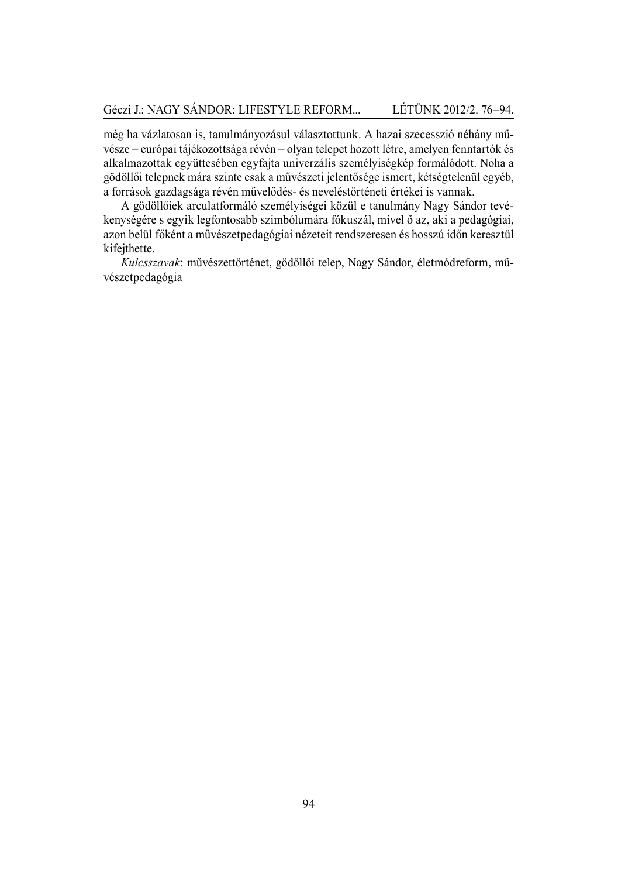még ha vázlatosan is, tanulmányozásul választottunk. A hazai szecesszió néhány művésze – európai tájékozottsága révén – olyan telepet hozott létre, amelyen fenntartók és alkalmazottak együttesében egyfajta univerzális személyiségkép formálódott. Noha a gödöllői telepnek mára szinte csak a művészeti jelentősége ismert, kétségtelenül egyéb, a források gazdagsága révén művelődés- és neveléstörténeti értékei is vannak.

A gödöllőiek arculatformáló személyiségei közül e tanulmány Nagy Sándor tevékenységére s egyik legfontosabb szimbólumára fókuszál, mivel ő az, aki a pedagógiai, azon belül főként a művészetpedagógiai nézeteit rendszeresen és hosszú időn keresztül kifejthette.

*Kulcsszavak*: művészettörténet, gödöllői telep, Nagy Sándor, életmódreform, művészetpedagógia